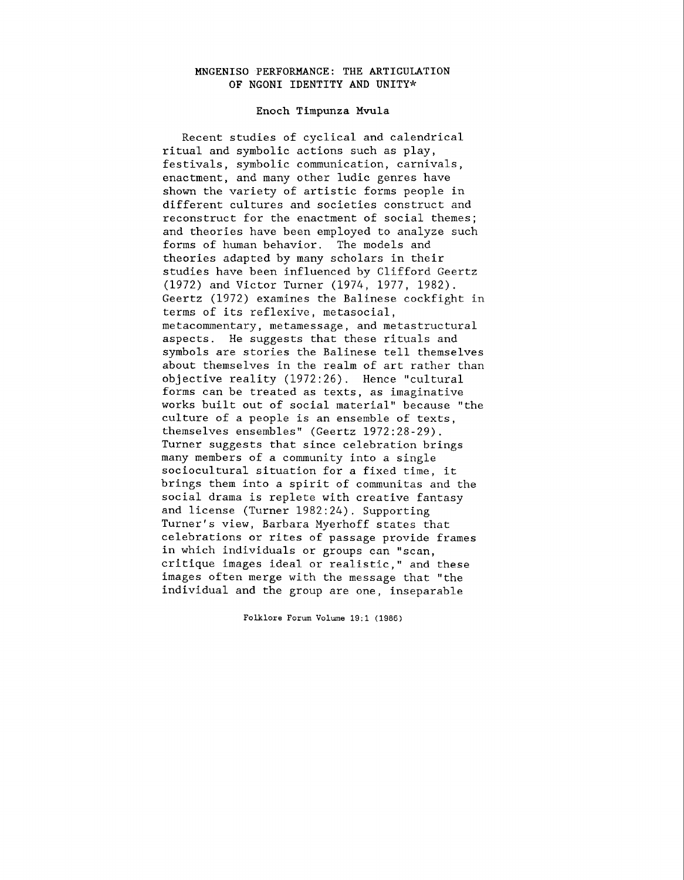# MNGENISO PERFORMANCE: THE ARTICULATION OF NGONI IDENTITY AND UNITY*

Enoch Timpunza Mvula

Recent studies of cyclical and calendrical ritual and symbolic actions such as play, festivals, symbolic communication, carnivals, enactment, and many other ludic genres have shown the variety of artistic forms people in different cultures and societies construct and reconstruct for the enactment of social themes; and theories have been employed to analyze such forms of human behavior. The models and theories adapted by many scholars in their studies have been influenced by Clifford Geertz (1972) and Victor Turner (1974, 1977, 1982). Geertz (1972) examines the Balinese cockfight in terms of its reflexive, metasocial, metacommentary, metamessage, and metastructural aspects. He suggests that these rituals and symbols are stories the Balinese tell themselves about themselves in the realm of art rather than objective reality (1972:26). Hence "cultural forms can be treated as texts, as imaginative works built out of social material" because "the culture of a people is an ensemble of texts, themselves ensembles" (Geertz 1972:28-29). Turner suggests that since celebration brings many members of a community into a single sociocultural situation for a fixed time, it brings them into a spirit of communitas and the social drama is replete with creative fantasy and license (Turner 1982:24). Supporting Turner's view, Barbara Myerhoff states that celebrations or rites of passage provide frames in which individuals or groups can "scan, critique images ideal or realistic," and these images often merge with the message that "the individual and the group are one, inseparable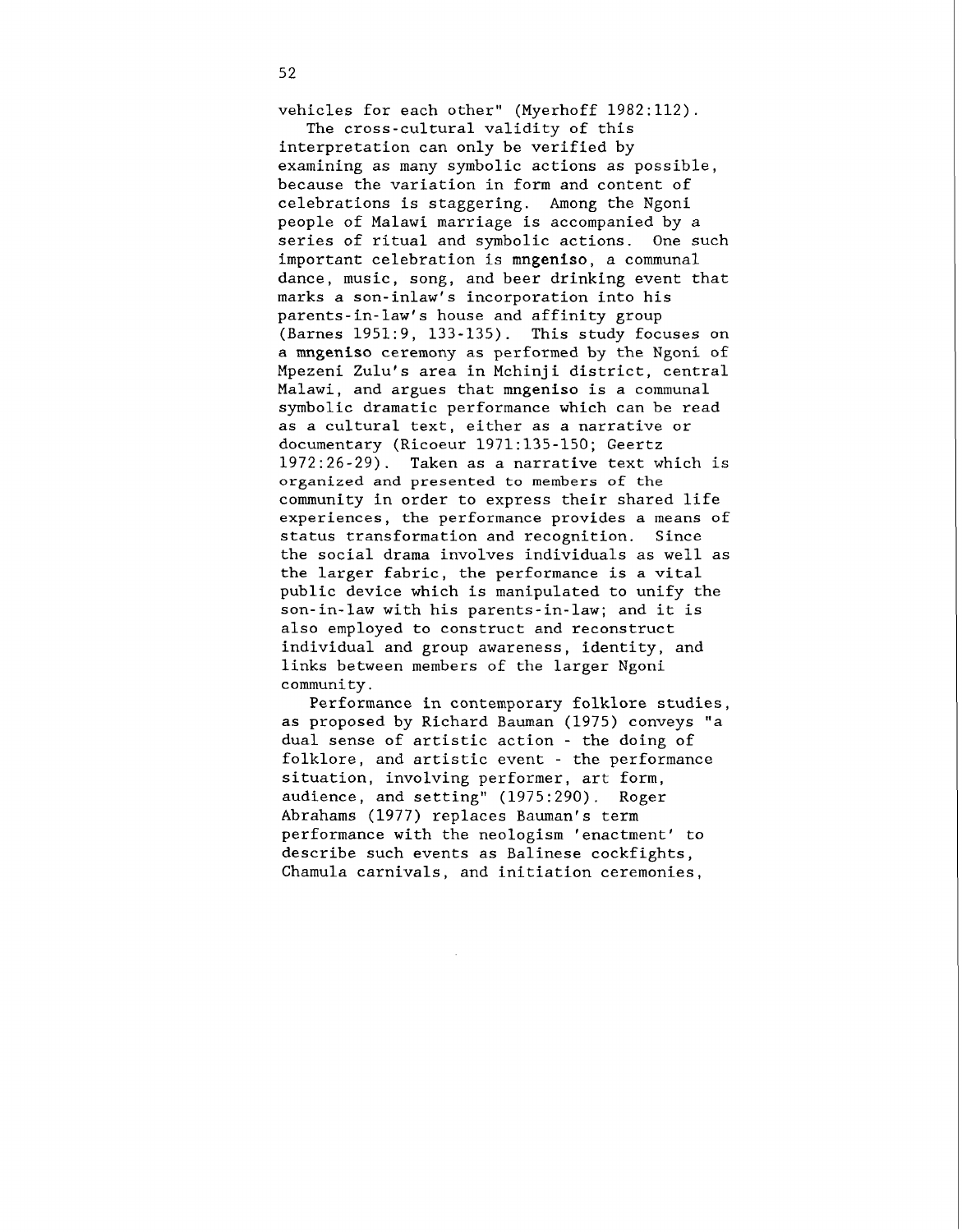vehicles for each other" (Myerhoff 1982:112).

The cross-cultural validity of this interpretation can only be verified by examining as many symbolic actions as possible, because the variation in form and content of celebrations is staggering. Among the Ngoni people of Malawi marriage is accompanied by a series of ritual and symbolic actions. One such important celebration is **mngeniso**, a communal dance, music, song, and beer drinking event that marks a son-inlaw's incorporation into his parents-in-law's house and affinity group (Barnes 1951:9, 133-135). This study focuses on a **mngeniso** ceremony as performed by the Ngoni of Mpezeni Zulu's area in Mchinji district, central Malawi, and argues that **mngeniso** is a communal symbolic dramatic performance which can be read as a cultural text, either as a narrative or documentary (Ricoeur 1971:135-150; Geertz 1972:26-29). Taken as a narrative text which is organized and presented to members of the community in order to express their shared life experiences, the performance provides a means of status transformation and recognition. Since the social drama involves individuals as well as the larger fabric, the performance is a vital public device which is manipulated to unify the son-in-law with his parents-in-law; and it is also employed to construct and reconstruct individual and group awareness, identity, and links between members of the larger Ngoni community.

Performance in contemporary folklore studies, as proposed by Richard Bauman (1975) conveys "a dual sense of artistic action - the doing of folklore, and artistic event - the performance situation, involving performer, art form, audience, and setting" (1975:290). Roger Abrahams (1977) replaces Bauman's term performance with the neologism 'enactment' to describe such events as Balinese cockfights, Chamula carnivals, and initiation ceremonies,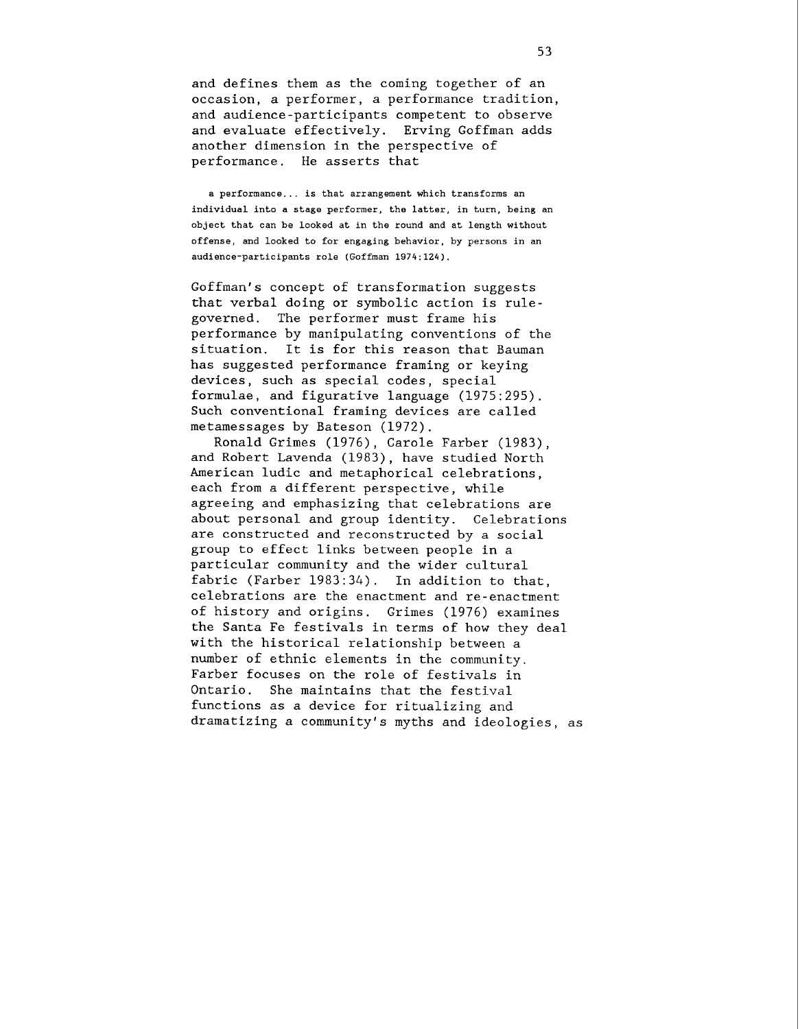and defines them as the coming together of an occasion, a performer, a performance tradition, and audience-participants competent to observe and evaluate effectively. Erving Goffman adds another dimension in the perspective of performance. He asserts that

> a performance... is that arrangement which transforms an individual into a stage performer, the latter, in turn, being an object that can be looked at in the round and at length without offense, and looked to for engaging behavior, by persons in an audience-participants role (Goffman 1974:124).

Goffman's concept of transformation suggests that verbal doing or symbolic action is rule-governed. The performer must frame his performance by manipulating conventions of the situation. It is for this reason that Bauman has suggested performance framing or keying devices, such as special codes, special formulae, and figurative language (1975:295). Such conventional framing devices are called metamessages by Bateson (1972).

Ronald Grimes (1976), Carole Farber (1983), and Robert Lavenda (1983), have studied North American ludic and metaphorical celebrations, each from a different perspective, while agreeing and emphasizing that celebrations are about personal and group identity. Celebrations are constructed and reconstructed by a social group to effect links between people in a particular community and the wider cultural fabric (Farber 1983:34). In addition to that, celebrations are the enactment and re-enactment of history and origins. Grimes (1976) examines the Santa Fe festivals in terms of how they deal with the historical relationship between a number of ethnic elements in the community. Farber focuses on the role of festivals in Ontario. She maintains that the festival functions as a device for ritualizing and dramatizing a community's myths and ideologies, as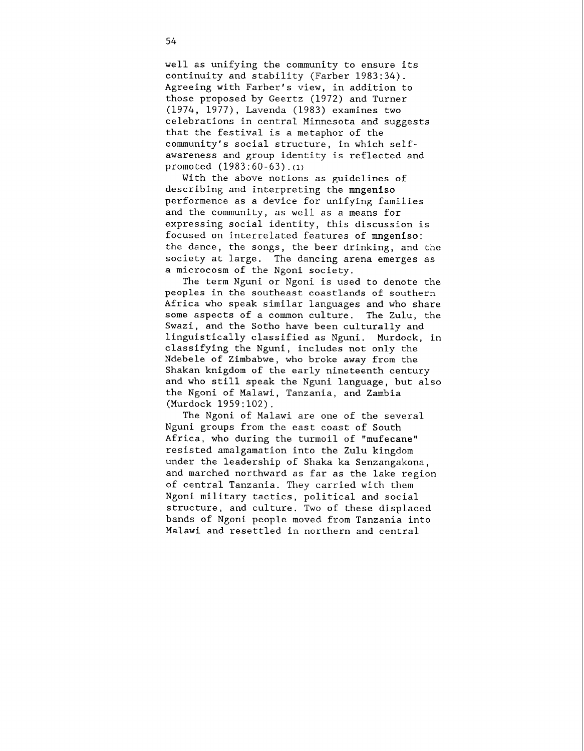well as unifying the community to ensure its continuity and stability (Farber 1983:34). Agreeing with Farber's view, in addition to those proposed by Geertz (1972) and Turner (1974, 1977), Lavenda (1983) examines two celebrations in central Minnesota and suggests that the festival is a metaphor of the community's social structure, in which self-awareness and group identity is reflected and promoted (1983:60-63).(1)

With the above notions as guidelines of describing and interpreting the **mngeniso** performence as a device for unifying families and the community, as well as a means for expressing social identity, this discussion is focused on interrelated features of **mngeniso**: the dance, the songs, the beer drinking, and the society at large. The dancing arena emerges as a microcosm of the Ngoni society.

The term Nguni or Ngoni is used to denote the peoples in the southeast coastlands of southern Africa who speak similar languages and who share some aspects of a common culture. The Zulu, the Swazi, and the Sotho have been culturally and linguistically classified as Nguni. Murdock, in classifying the Nguni, includes not only the Ndebele of Zimbabwe, who broke away from the Shakan knigdom of the early nineteenth century and who still speak the Nguni language, but also the Ngoni of Malawi, Tanzania, and Zambia (Murdock 1959:102).

The Ngoni of Malawi are one of the several Nguni groups from the east coast of South Africa, who during the turmoil of "**mufecane**" resisted amalgamation into the Zulu kingdom under the leadership of Shaka ka Senzangakona, and marched northward as far as the lake region of central Tanzania. They carried with them Ngoni military tactics, political and social structure, and culture. Two of these displaced bands of Ngoni people moved from Tanzania into Malawi and resettled in northern and central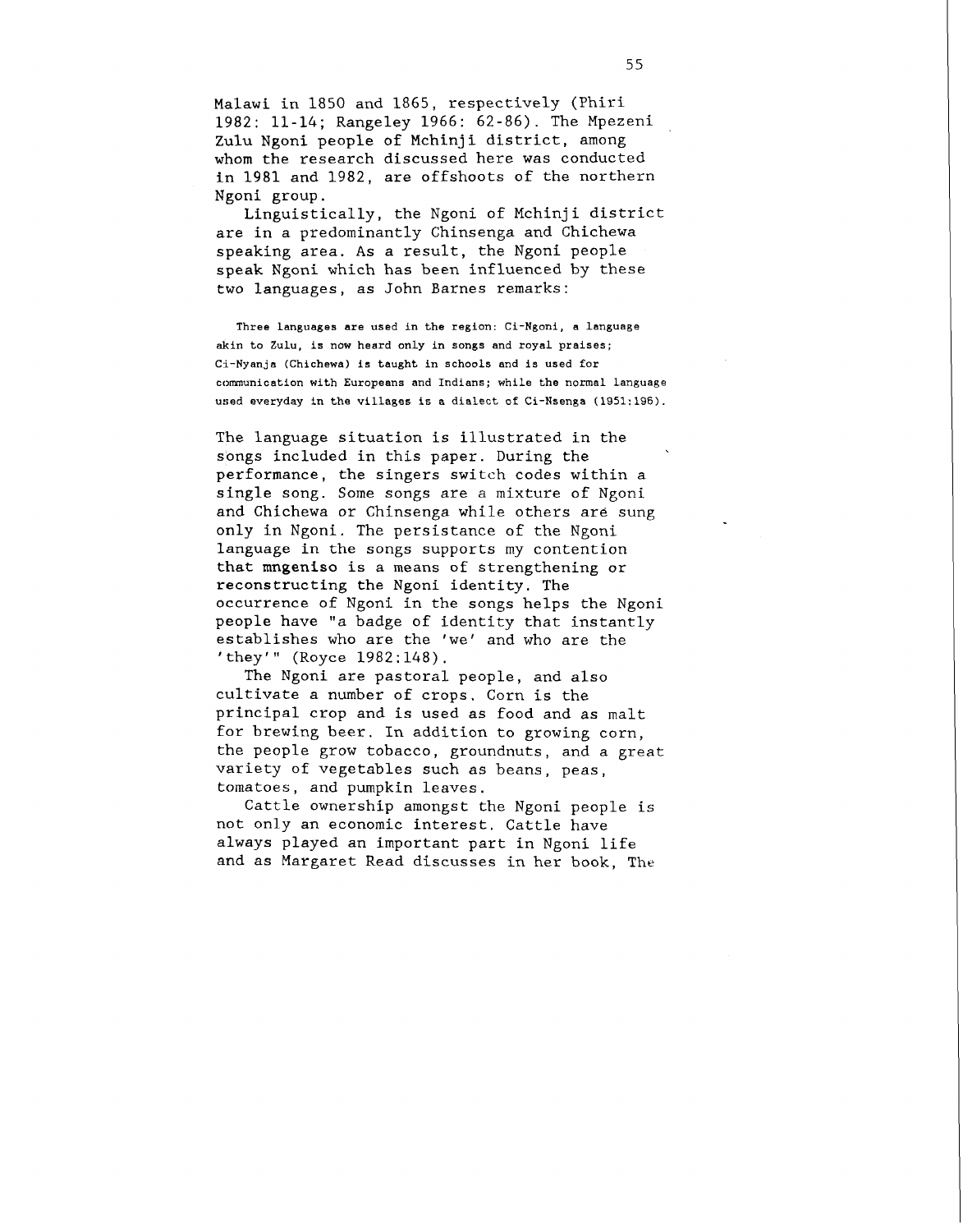Malawi in 1850 and 1865, respectively (Phiri 1982: 11-14; Rangeley 1966: 62-86). The Mpezeni Zulu Ngoni people of Mchinji district, among whom the research discussed here was conducted in 1981 and 1982, are offshoots of the northern Ngoni group.

Linguistically, the Ngoni of Mchinji district are in a predominantly Chinsenga and Chichewa speaking area. As a result, the Ngoni people speak Ngoni which has been influenced by these two languages, as John Barnes remarks:

> Three languages are used in the region: Ci-Ngoni, a language akin to Zulu, is now heard only in songs and royal praises; Ci-Nyanja (Chichewa) is taught in schools and is used for communication with Europeans and Indians; while the normal language used everyday in the villages is a dialect of Ci-Nsenga (1951:196).

The language situation is illustrated in the songs included in this paper. During the performance, the singers switch codes within a single song. Some songs are a mixture of Ngoni and Chichewa or Chinsenga while others are sung only in Ngoni. The persistance of the Ngoni language in the songs supports my contention that **mngeniso** is a means of strengthening or reconstructing the Ngoni identity. The occurrence of Ngoni in the songs helps the Ngoni people have "a badge of identity that instantly establishes who are the 'we' and who are the 'they'" (Royce 1982:148).

The Ngoni are pastoral people, and also cultivate a number of crops. Corn is the principal crop and is used as food and as malt for brewing beer. In addition to growing corn, the people grow tobacco, groundnuts, and a great variety of vegetables such as beans, peas, tomatoes, and pumpkin leaves.

Cattle ownership amongst the Ngoni people is not only an economic interest. Cattle have always played an important part in Ngoni life and as Margaret Read discusses in her book, The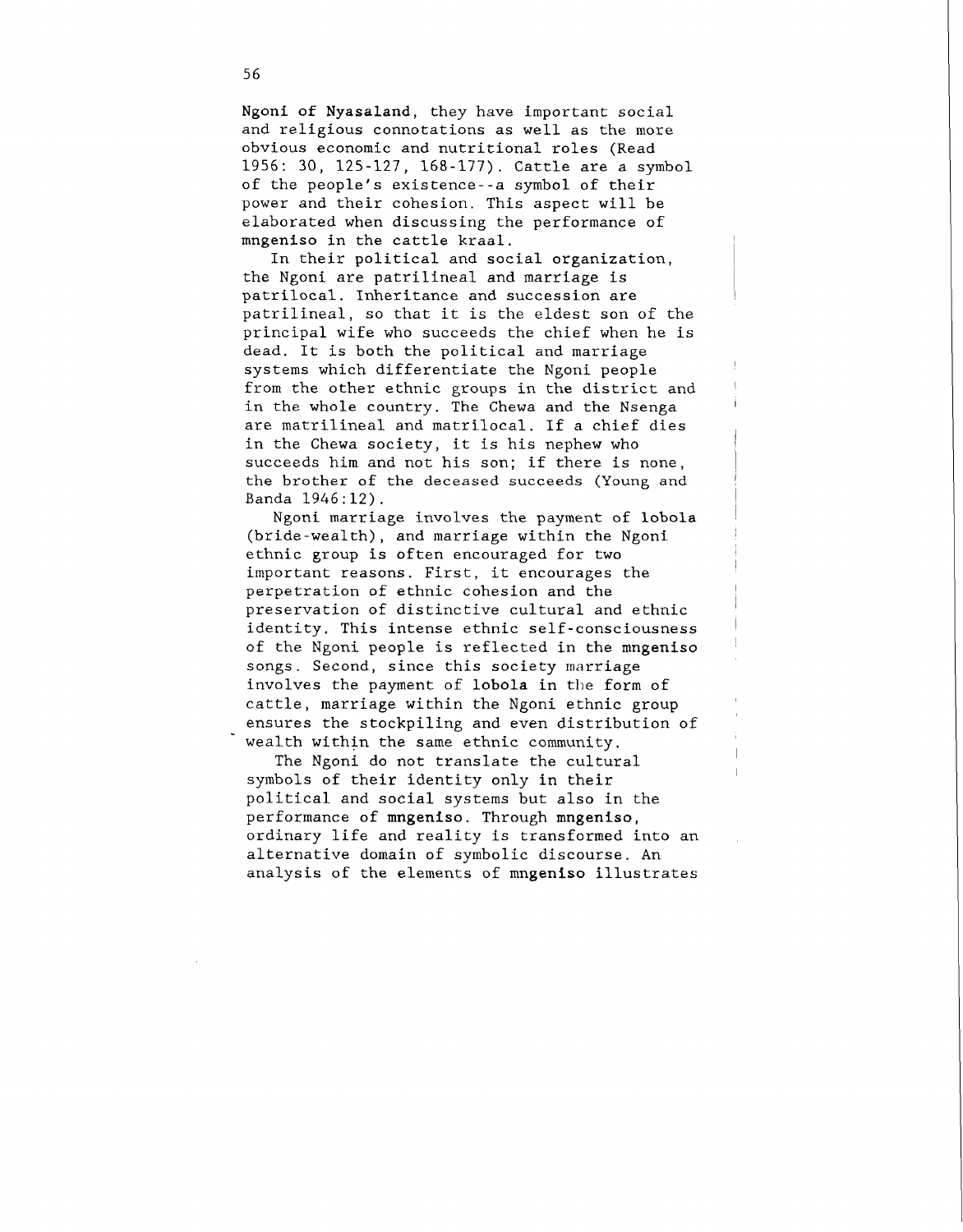**Ngoni of Nyasaland**, they have important social and religious connotations as well as the more obvious economic and nutritional roles (Read 1956: 30, 125-127, 168-177). Cattle are a symbol of the people's existence--a symbol of their power and their cohesion. This aspect will be elaborated when discussing the performance of **mngeniso** in the cattle kraal.

In their political and social organization, the Ngoni are patrilineal and marriage is patrilocal. Inheritance and succession are patrilineal, so that it is the eldest son of the principal wife who succeeds the chief when he is dead. It is both the political and marriage systems which differentiate the Ngoni people from the other ethnic groups in the district and in the whole country. The Chewa and the Nsenga are matrilineal and matrilocal. If a chief dies in the Chewa society, it is his nephew who succeeds him and not his son; if there is none, the brother of the deceased succeeds (Young and Banda 1946:12).

Ngoni marriage involves the payment of **lobola** (bride-wealth), and marriage within the Ngoni ethnic group is often encouraged for two important reasons. First, it encourages the perpetration of ethnic cohesion and the preservation of distinctive cultural and ethnic identity. This intense ethnic self-consciousness of the Ngoni people is reflected in the **mngeniso** songs. Second, since this society marriage involves the payment of **lobola** in the form of cattle, marriage within the Ngoni ethnic group ensures the stockpiling and even distribution of wealth within the same ethnic community.

The Ngoni do not translate the cultural symbols of their identity only in their political and social systems but also in the performance of **mngeniso**. Through **mngeniso**, ordinary life and reality is transformed into an alternative domain of symbolic discourse. An analysis of the elements of **mngeniso** illustrates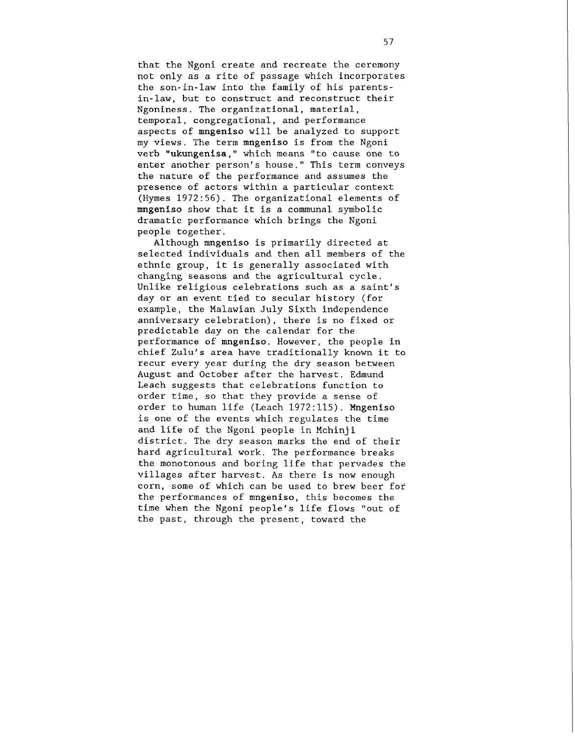that the Ngoni create and recreate the ceremony not only as a rite of passage which incorporates the son-in-law into the family of his parents-in-law, but to construct and reconstruct their Ngoniness. The organizational, material, temporal, congregational, and performance aspects of **mngeniso** will be analyzed to support my views. The term **mngeniso** is from the Ngoni verb **"ukungenisa,"** which means "to cause one to enter another person's house." This term conveys the nature of the performance and assumes the presence of actors within a particular context (Hymes 1972:56). The organizational elements of **mngeniso** show that it is a communal symbolic dramatic performance which brings the Ngoni people together.

Although **mngeniso** is primarily directed at selected individuals and then all members of the ethnic group, it is generally associated with changing seasons and the agricultural cycle. Unlike religious celebrations such as a saint's day or an event tied to secular history (for example, the Malawian July Sixth independence anniversary celebration), there is no fixed or predictable day on the calendar for the performance of **mngeniso**. However, the people in chief Zulu's area have traditionally known it to recur every year during the dry season between August and October after the harvest. Edmund Leach suggests that celebrations function to order time, so that they provide a sense of order to human life (Leach 1972:115). **Mngeniso** is one of the events which regulates the time and life of the Ngoni people in Mchinji district. The dry season marks the end of their hard agricultural work. The performance breaks the monotonous and boring life that pervades the villages after harvest. As there is now enough corn, some of which can be used to brew beer for the performances of **mngeniso**, this becomes the time when the Ngoni people's life flows "out of the past, through the present, toward the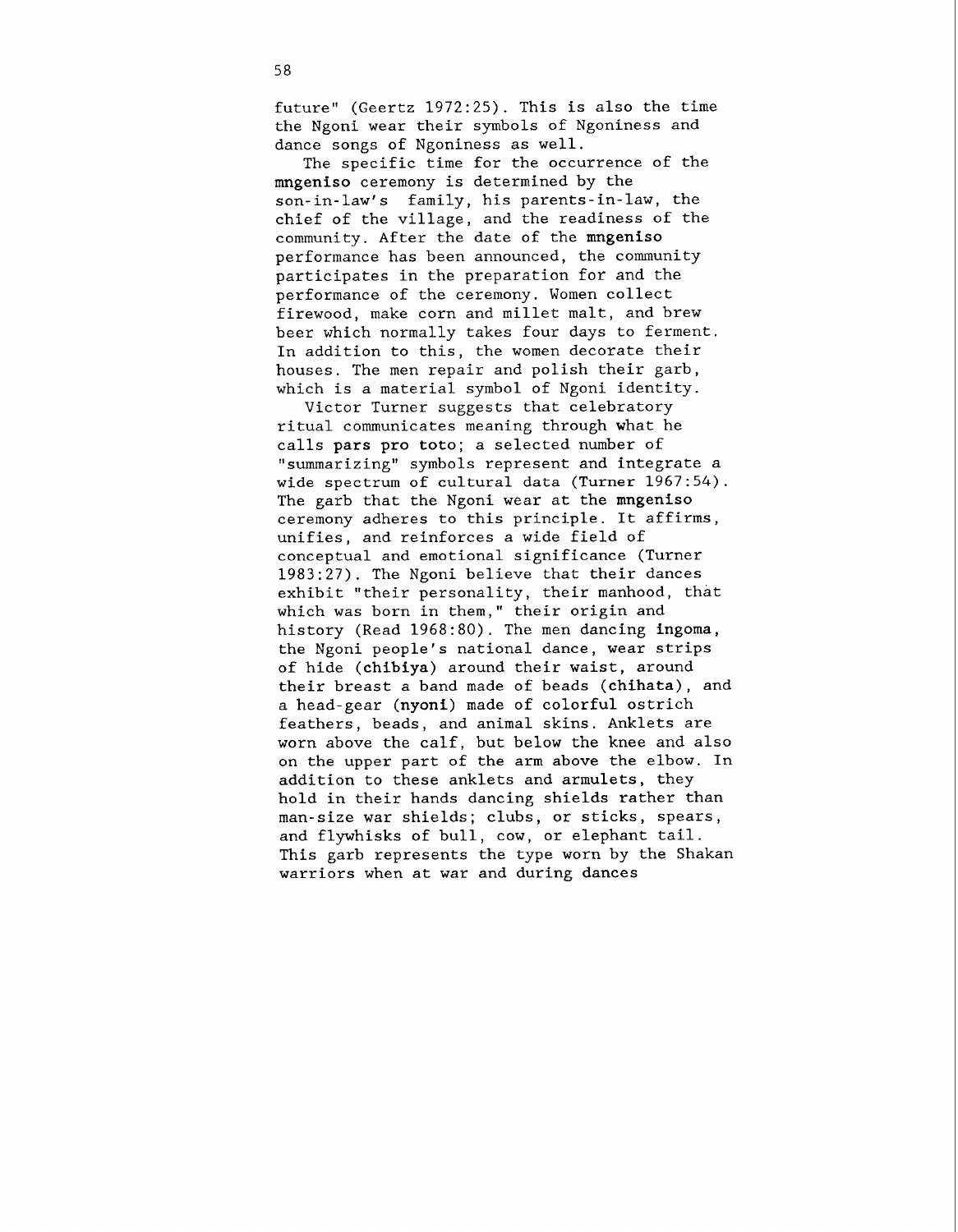future" (Geertz 1972:25). This is also the time the Ngoni wear their symbols of Ngoniness and dance songs of Ngoniness as well.

The specific time for the occurrence of the **mngeniso** ceremony is determined by the son-in-law's family, his parents-in-law, the chief of the village, and the readiness of the community. After the date of the **mngeniso** performance has been announced, the community participates in the preparation for and the performance of the ceremony. Women collect firewood, make corn and millet malt, and brew beer which normally takes four days to ferment. In addition to this, the women decorate their houses. The men repair and polish their garb, which is a material symbol of Ngoni identity.

Victor Turner suggests that celebratory ritual communicates meaning through what he calls **pars pro toto**; a selected number of "summarizing" symbols represent and integrate a wide spectrum of cultural data (Turner 1967:54). The garb that the Ngoni wear at the **mngeniso** ceremony adheres to this principle. It affirms, unifies, and reinforces a wide field of conceptual and emotional significance (Turner 1983:27). The Ngoni believe that their dances exhibit "their personality, their manhood, that which was born in them," their origin and history (Read 1968:80). The men dancing **ingoma**, the Ngoni people's national dance, wear strips of hide (**chibiya**) around their waist, around their breast a band made of beads (**chihata**), and a head-gear (**nyoni**) made of colorful ostrich feathers, beads, and animal skins. Anklets are worn above the calf, but below the knee and also on the upper part of the arm above the elbow. In addition to these anklets and armulets, they hold in their hands dancing shields rather than man-size war shields; clubs, or sticks, spears, and flywhisks of bull, cow, or elephant tail. This garb represents the type worn by the Shakan warriors when at war and during dances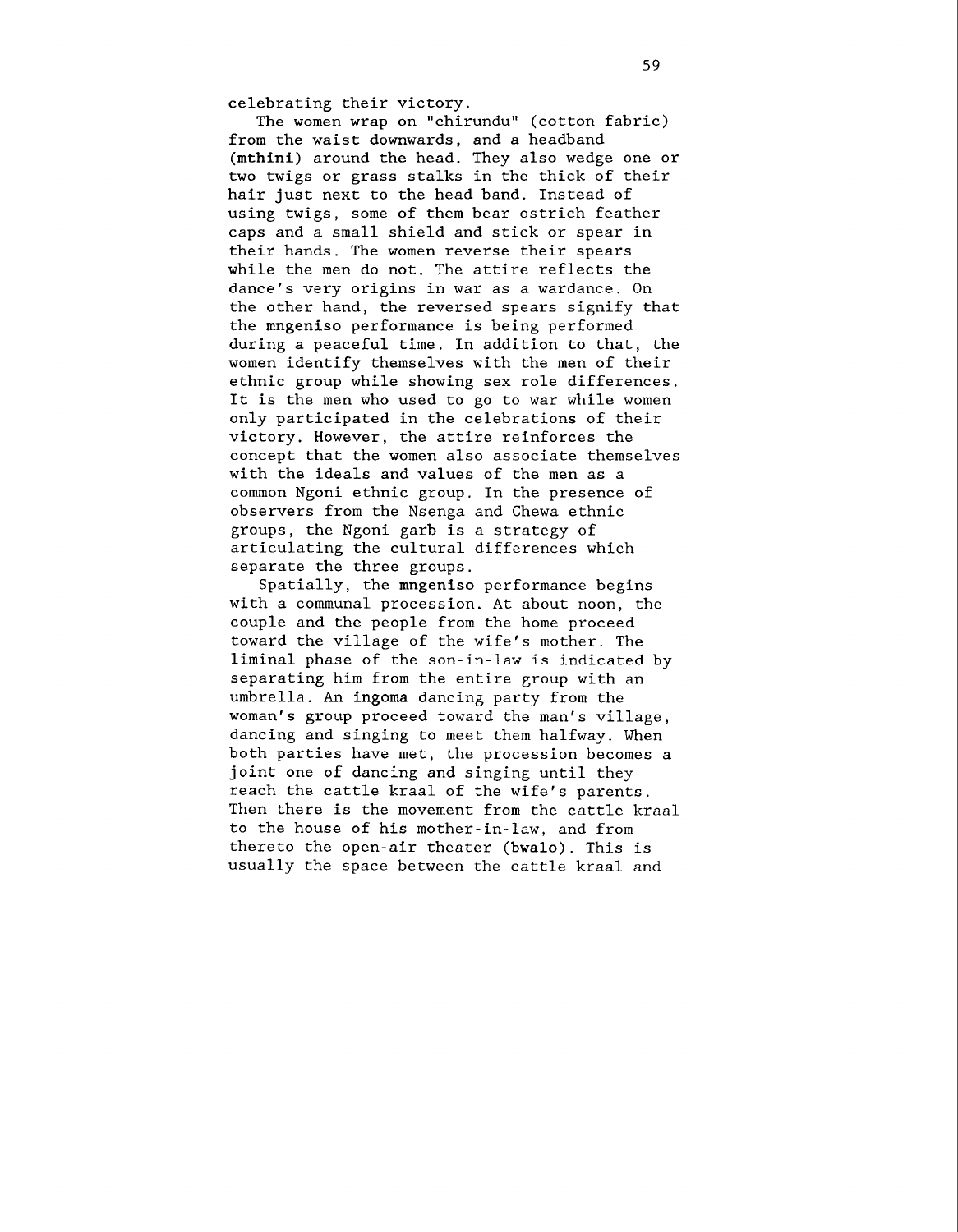celebrating their victory.

The women wrap on "chirundu" (cotton fabric) from the waist downwards, and a headband (**mthini**) around the head. They also wedge one or two twigs or grass stalks in the thick of their hair just next to the head band. Instead of using twigs, some of them bear ostrich feather caps and a small shield and stick or spear in their hands. The women reverse their spears while the men do not. The attire reflects the dance's very origins in war as a wardance. On the other hand, the reversed spears signify that the **mngeniso** performance is being performed during a peaceful time. In addition to that, the women identify themselves with the men of their ethnic group while showing sex role differences. It is the men who used to go to war while women only participated in the celebrations of their victory. However, the attire reinforces the concept that the women also associate themselves with the ideals and values of the men as a common Ngoni ethnic group. In the presence of observers from the Nsenga and Chewa ethnic groups, the Ngoni garb is a strategy of articulating the cultural differences which separate the three groups.

Spatially, the **mngeniso** performance begins with a communal procession. At about noon, the couple and the people from the home proceed toward the village of the wife's mother. The liminal phase of the son-in-law is indicated by separating him from the entire group with an umbrella. An **ingoma** dancing party from the woman's group proceed toward the man's village, dancing and singing to meet them halfway. When both parties have met, the procession becomes a joint one of dancing and singing until they reach the cattle kraal of the wife's parents. Then there is the movement from the cattle kraal to the house of his mother-in-law, and from thereto the open-air theater (**bwalo**). This is usually the space between the cattle kraal and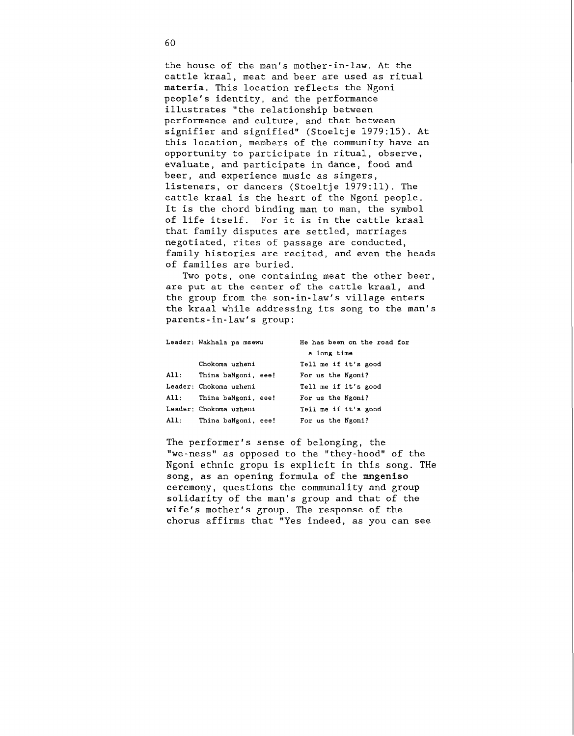the house of the man's mother-in-law. At the cattle kraal, meat and beer are used as ritual **materia**. This location reflects the Ngoni people's identity, and the performance illustrates "the relationship between performance and culture, and that between signifier and signified" (Stoeltje 1979:15). At this location, members of the community have an opportunity to participate in ritual, observe, evaluate, and participate in dance, food and beer, and experience music as singers, listeners, or dancers (Stoeltje 1979:11). The cattle kraal is the heart of the Ngoni people. It is the chord binding man to man, the symbol of life itself. For it is in the cattle kraal that family disputes are settled, marriages negotiated, rites of passage are conducted, family histories are recited, and even the heads of families are buried.

Two pots, one containing meat the other beer, are put at the center of the cattle kraal, and the group from the son-in-law's village enters the kraal while addressing its song to the man's parents-in-law's group:

| | | |
|---|---|---|
| Leader: | Wakhala pa msewu | He has been on the road for a long time |
| | Chokoma uzheni | Tell me if it's good |
| All: | Thina baNgoni, eee! | For us the Ngoni? |
| Leader: | Chokoma uzheni | Tell me if it's good |
| All: | Thina baNgoni, eee! | For us the Ngoni? |
| Leader: | Chokoma uzheni | Tell me if it's good |
| All: | Thina baNgoni, eee! | For us the Ngoni? |

The performer's sense of belonging, the "we-ness" as opposed to the "they-hood" of the Ngoni ethnic gropu is explicit in this song. THe song, as an opening formula of the **mngeniso** ceremony, questions the communality and group solidarity of the man's group and that of the wife's mother's group. The response of the chorus affirms that "Yes indeed, as you can see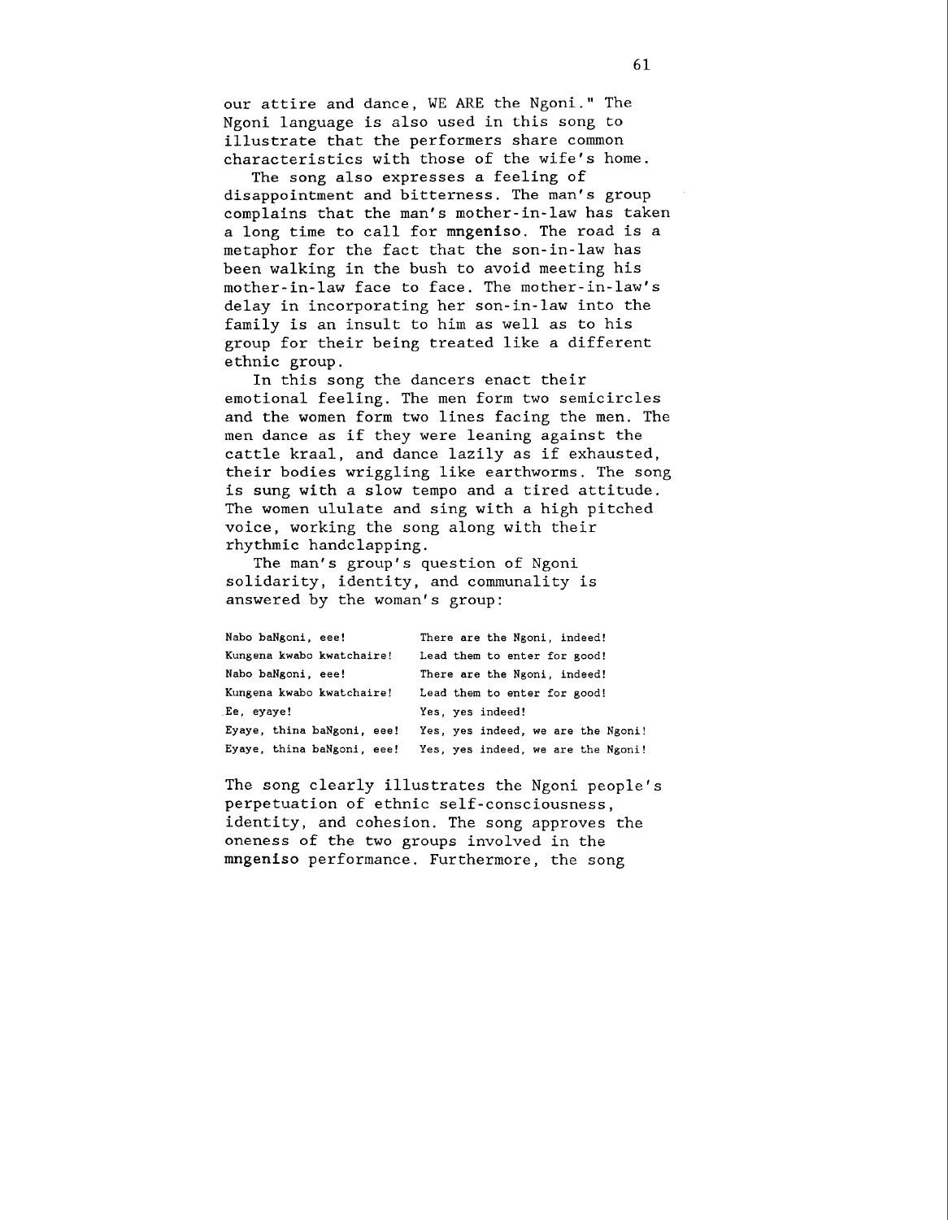our attire and dance, WE ARE the Ngoni." The Ngoni language is also used in this song to illustrate that the performers share common characteristics with those of the wife's home.

The song also expresses a feeling of disappointment and bitterness. The man's group complains that the man's mother-in-law has taken a long time to call for **mngeniso**. The road is a metaphor for the fact that the son-in-law has been walking in the bush to avoid meeting his mother-in-law face to face. The mother-in-law's delay in incorporating her son-in-law into the family is an insult to him as well as to his group for their being treated like a different ethnic group.

In this song the dancers enact their emotional feeling. The men form two semicircles and the women form two lines facing the men. The men dance as if they were leaning against the cattle kraal, and dance lazily as if exhausted, their bodies wriggling like earthworms. The song is sung with a slow tempo and a tired attitude. The women ululate and sing with a high pitched voice, working the song along with their rhythmic handclapping.

The man's group's question of Ngoni solidarity, identity, and communality is answered by the woman's group:

| | |
|---|---|
| Nabo baNgoni, eee! | There are the Ngoni, indeed! |
| Kungena kwabo kwatchaire! | Lead them to enter for good! |
| Nabo baNgoni, eee! | There are the Ngoni, indeed! |
| Kungena kwabo kwatchaire! | Lead them to enter for good! |
| Ee, eyaye! | Yes, yes indeed! |
| Eyaye, thina baNgoni, eee! | Yes, yes indeed, we are the Ngoni! |
| Eyaye, thina baNgoni, eee! | Yes, yes indeed, we are the Ngoni! |

The song clearly illustrates the Ngoni people's perpetuation of ethnic self-consciousness, identity, and cohesion. The song approves the oneness of the two groups involved in the **mngeniso** performance. Furthermore, the song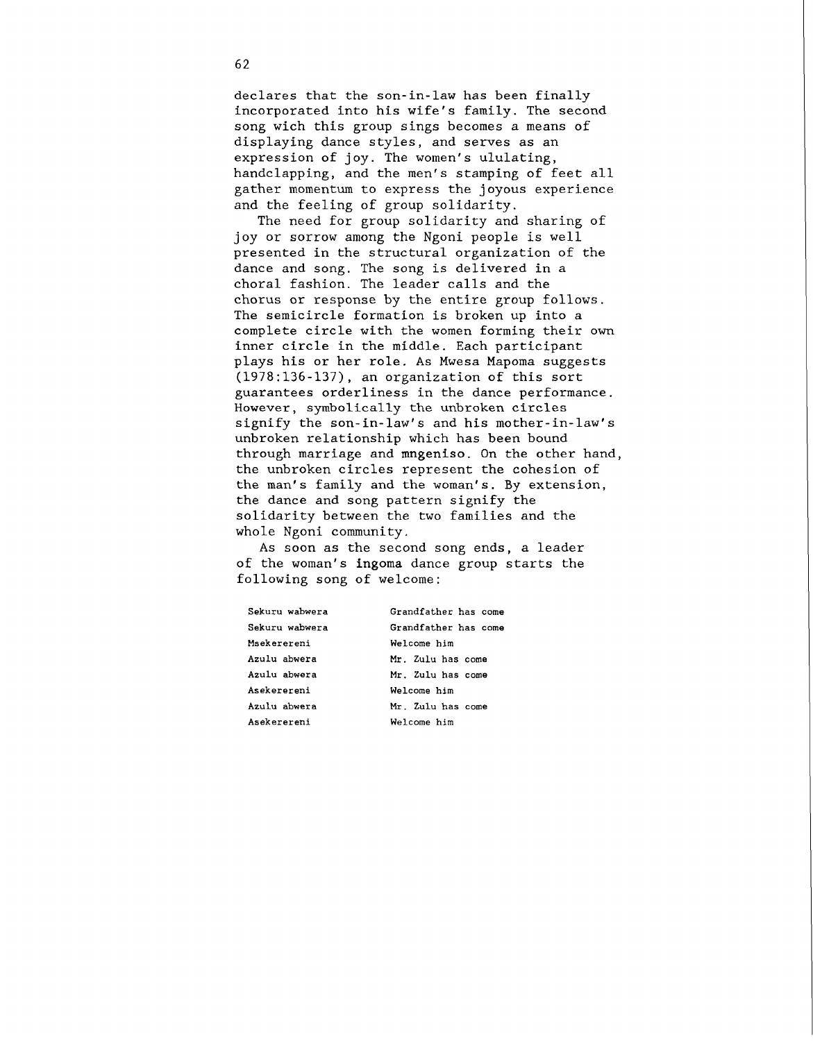declares that the son-in-law has been finally incorporated into his wife's family. The second song wich this group sings becomes a means of displaying dance styles, and serves as an expression of joy. The women's ululating, handclapping, and the men's stamping of feet all gather momentum to express the joyous experience and the feeling of group solidarity.

The need for group solidarity and sharing of joy or sorrow among the Ngoni people is well presented in the structural organization of the dance and song. The song is delivered in a choral fashion. The leader calls and the chorus or response by the entire group follows. The semicircle formation is broken up into a complete circle with the women forming their own inner circle in the middle. Each participant plays his or her role. As Mwesa Mapoma suggests (1978:136-137), an organization of this sort guarantees orderliness in the dance performance. However, symbolically the unbroken circles signify the son-in-law's and his mother-in-law's unbroken relationship which has been bound through marriage and **mngeniso**. On the other hand, the unbroken circles represent the cohesion of the man's family and the woman's. By extension, the dance and song pattern signify the solidarity between the two families and the whole Ngoni community.

As soon as the second song ends, a leader of the woman's **ingoma** dance group starts the following song of welcome:

| | |
|---|---|
| Sekuru wabwera | Grandfather has come |
| Sekuru wabwera | Grandfather has come |
| Msekerereni | Welcome him |
| Azulu abwera | Mr. Zulu has come |
| Azulu abwera | Mr. Zulu has come |
| Asekerereni | Welcome him |
| Azulu abwera | Mr. Zulu has come |
| Asekerereni | Welcome him |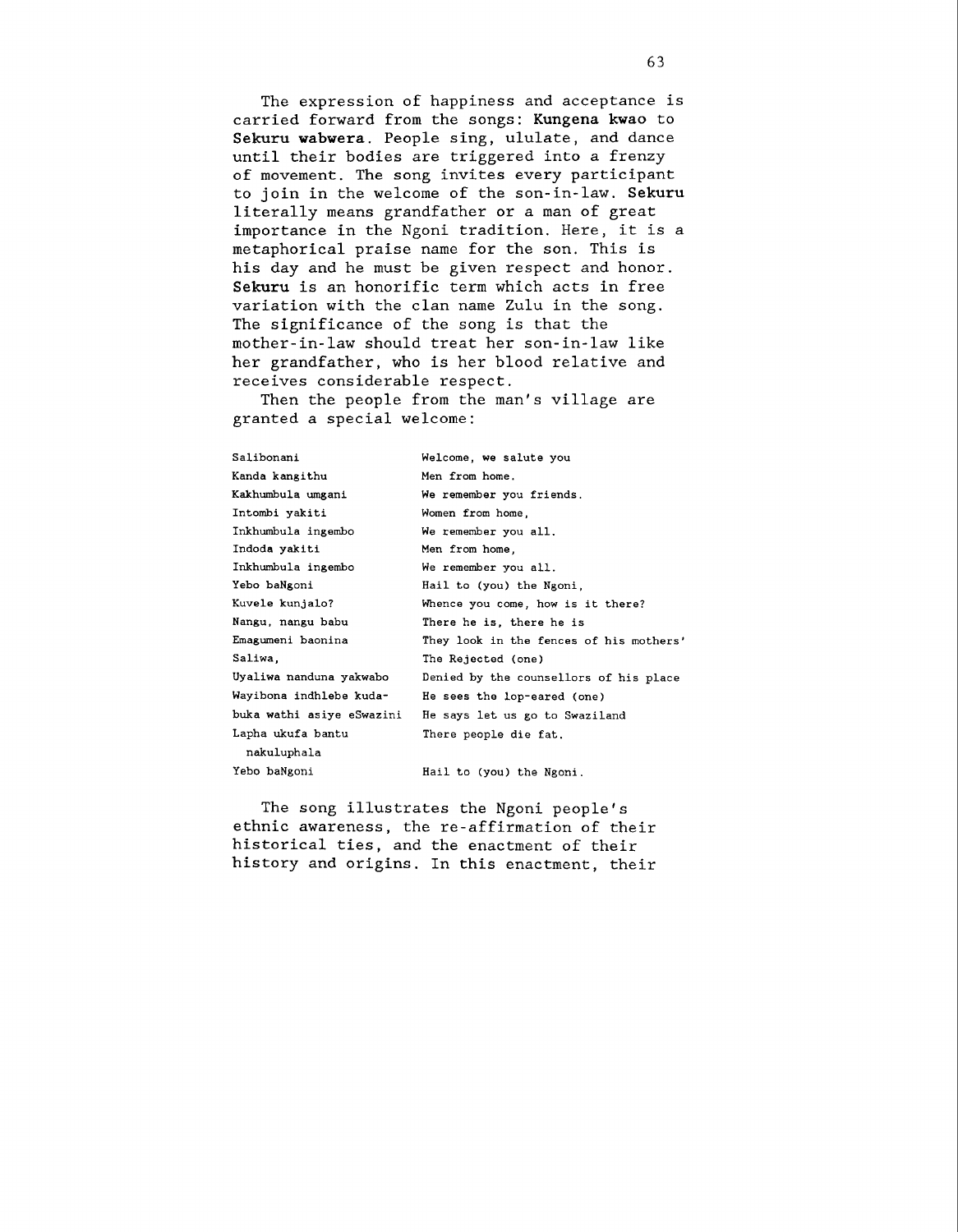The expression of happiness and acceptance is carried forward from the songs: **Kungena kwao** to **Sekuru wabwera**. People sing, ululate, and dance until their bodies are triggered into a frenzy of movement. The song invites every participant to join in the welcome of the son-in-law. **Sekuru** literally means grandfather or a man of great importance in the Ngoni tradition. Here, it is a metaphorical praise name for the son. This is his day and he must be given respect and honor. **Sekuru** is an honorific term which acts in free variation with the clan name Zulu in the song. The significance of the song is that the mother-in-law should treat her son-in-law like her grandfather, who is her blood relative and receives considerable respect.

Then the people from the man's village are granted a special welcome:

| | |
|---|---|
| Salibonani | Welcome, we salute you |
| Kanda kangithu | Men from home. |
| Kakhumbula umgani | We remember you friends. |
| Intombi yakiti | Women from home, |
| Inkhumbula ingembo | We remember you all. |
| Indoda yakiti | Men from home, |
| Inkhumbula ingembo | We remember you all. |
| Yebo baNgoni | Hail to (you) the Ngoni, |
| Kuvele kunjalo? | Whence you come, how is it there? |
| Nangu, nangu babu | There he is, there he is |
| Emagumeni baonina | They look in the fences of his mothers' |
| Saliwa, | The Rejected (one) |
| Uyaliwa nanduna yakwabo | Denied by the counsellors of his place |
| Wayibona indhlebe kuda- | He sees the lop-eared (one) |
| buka wathi asiye eSwazini | He says let us go to Swaziland |
| Lapha ukufa bantu nakuluphala | There people die fat. |
| Yebo baNgoni | Hail to (you) the Ngoni. |

The song illustrates the Ngoni people's ethnic awareness, the re-affirmation of their historical ties, and the enactment of their history and origins. In this enactment, their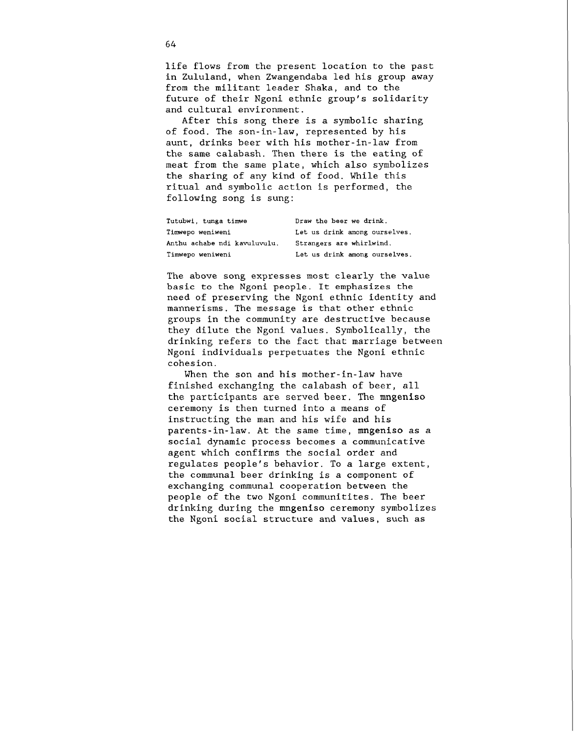life flows from the present location to the past in Zululand, when Zwangendaba led his group away from the militant leader Shaka, and to the future of their Ngoni ethnic group's solidarity and cultural environment.

After this song there is a symbolic sharing of food. The son-in-law, represented by his aunt, drinks beer with his mother-in-law from the same calabash. Then there is the eating of meat from the same plate, which also symbolizes the sharing of any kind of food. While this ritual and symbolic action is performed, the following song is sung:

| | |
|---|---|
| Tutubwi, tunga timwe | Draw the beer we drink. |
| Timwepo weniweni | Let us drink among ourselves. |
| Anthu achabe ndi kavuluvulu. | Strangers are whirlwind. |
| Timwepo weniweni | Let us drink among ourselves. |

The above song expresses most clearly the value basic to the Ngoni people. It emphasizes the need of preserving the Ngoni ethnic identity and mannerisms. The message is that other ethnic groups in the community are destructive because they dilute the Ngoni values. Symbolically, the drinking refers to the fact that marriage between Ngoni individuals perpetuates the Ngoni ethnic cohesion.

When the son and his mother-in-law have finished exchanging the calabash of beer, all the participants are served beer. The **mngeniso** ceremony is then turned into a means of instructing the man and his wife and his parents-in-law. At the same time, **mngeniso** as a social dynamic process becomes a communicative agent which confirms the social order and regulates people's behavior. To a large extent, the communal beer drinking is a component of exchanging communal cooperation between the people of the two Ngoni communitites. The beer drinking during the **mngeniso** ceremony symbolizes the Ngoni social structure and values, such as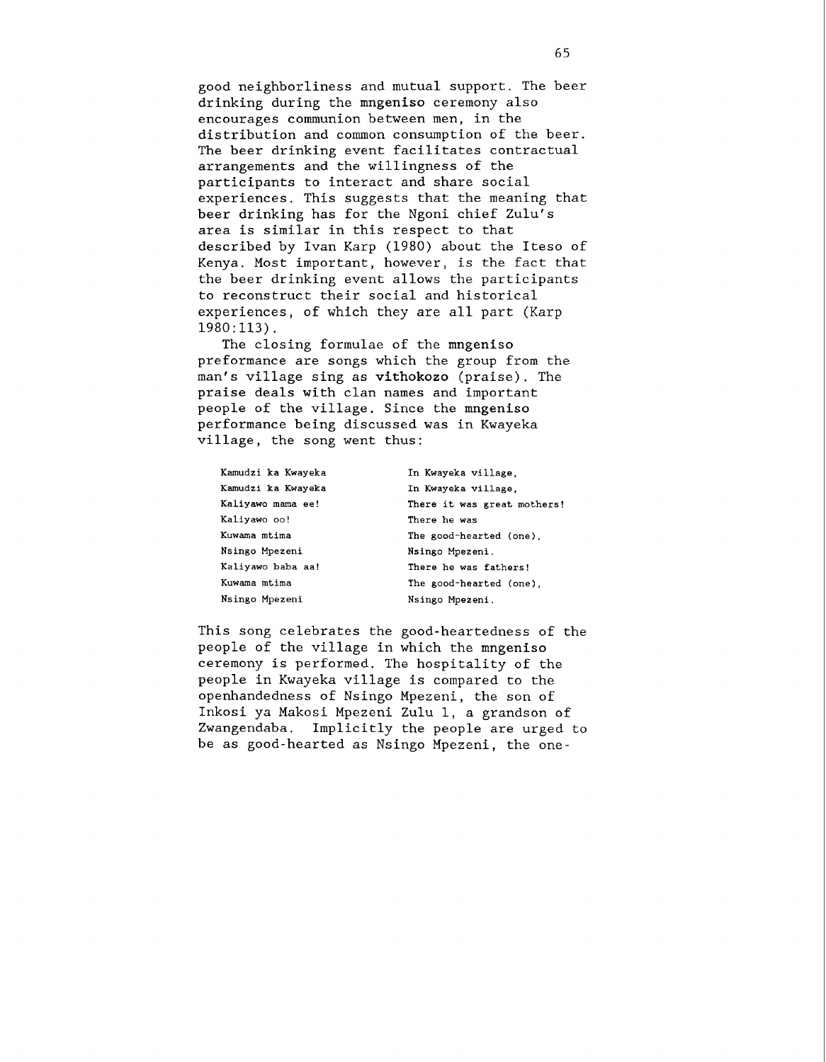good neighborliness and mutual support. The beer drinking during the **mngeniso** ceremony also encourages communion between men, in the distribution and common consumption of the beer. The beer drinking event facilitates contractual arrangements and the willingness of the participants to interact and share social experiences. This suggests that the meaning that beer drinking has for the Ngoni chief Zulu's area is similar in this respect to that described by Ivan Karp (1980) about the Iteso of Kenya. Most important, however, is the fact that the beer drinking event allows the participants to reconstruct their social and historical experiences, of which they are all part (Karp 1980:113).

The closing formulae of the **mngeniso** preformance are songs which the group from the man's village sing as **vithokozo** (praise). The praise deals with clan names and important people of the village. Since the **mngeniso** performance being discussed was in Kwayeka village, the song went thus:

| | |
|---|---|
| Kamudzi ka Kwayeka | In Kwayeka village, |
| Kamudzi ka Kwayeka | In Kwayeka village, |
| Kaliyawo mama ee! | There it was great mothers! |
| Kaliyawo oo! | There he was |
| Kuwama mtima | The good-hearted (one), |
| Nsingo Mpezeni | Nsingo Mpezeni. |
| Kaliyawo baba aa! | There he was fathers! |
| Kuwama mtima | The good-hearted (one), |
| Nsingo Mpezeni | Nsingo Mpezeni. |

This song celebrates the good-heartedness of the people of the village in which the **mngeniso** ceremony is performed. The hospitality of the people in Kwayeka village is compared to the openhandedness of Nsingo Mpezeni, the son of Inkosi ya Makosi Mpezeni Zulu 1, a grandson of Zwangendaba. Implicitly the people are urged to be as good-hearted as Nsingo Mpezeni, the one-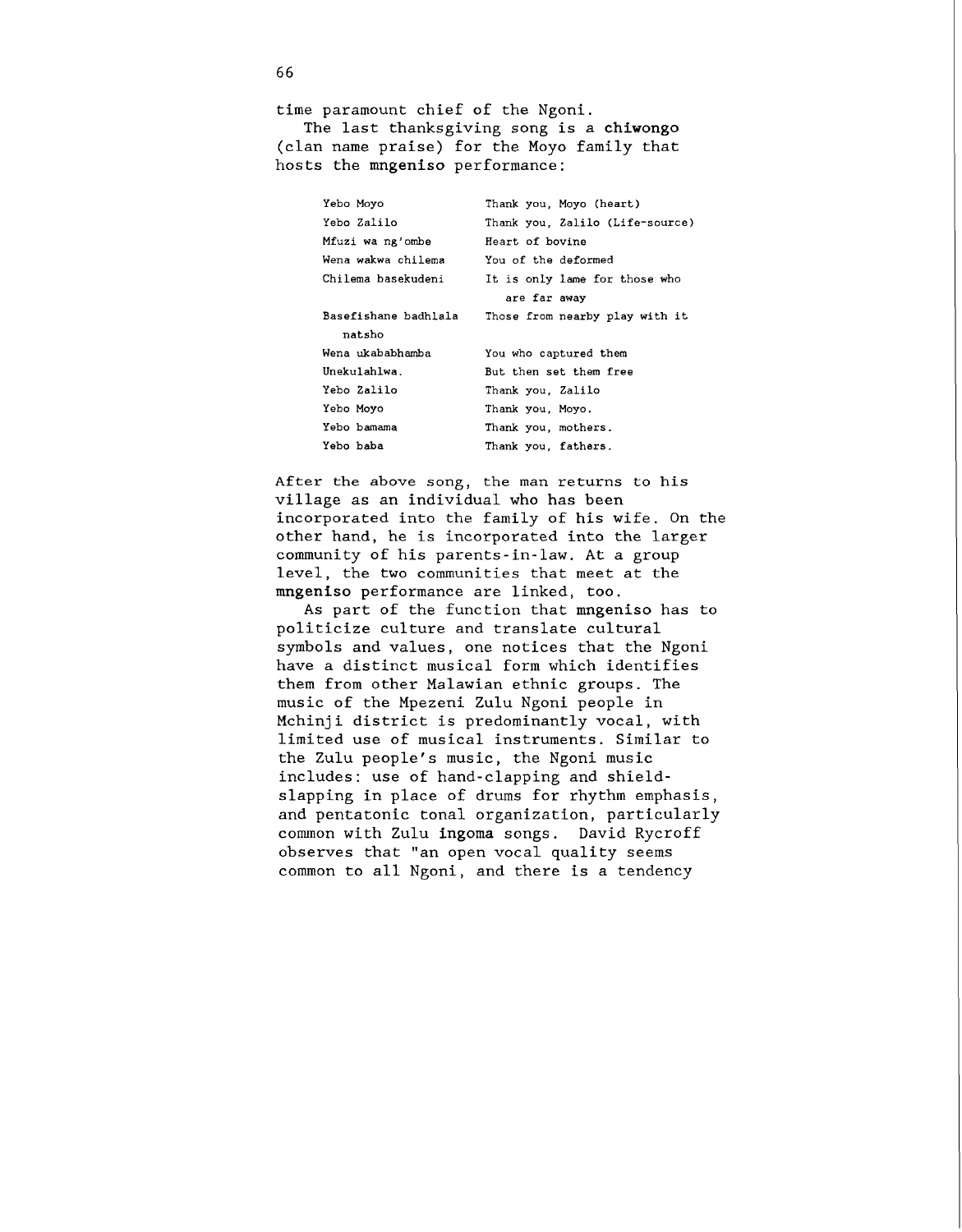time paramount chief of the Ngoni.

The last thanksgiving song is a **chiwongo** (clan name praise) for the Moyo family that hosts the **mngeniso** performance:

| | |
|---|---|
| Yebo Moyo | Thank you, Moyo (heart) |
| Yebo Zalilo | Thank you, Zalilo (Life-source) |
| Mfuzi wa ng'ombe | Heart of bovine |
| Wena wakwa chilema | You of the deformed |
| Chilema basekudeni | It is only lame for those who are far away |
| Basefishane badhlala natsho | Those from nearby play with it |
| Wena ukababhamba | You who captured them |
| Unekulahlwa. | But then set them free |
| Yebo Zalilo | Thank you, Zalilo |
| Yebo Moyo | Thank you, Moyo. |
| Yebo bamama | Thank you, mothers. |
| Yebo baba | Thank you, fathers. |

After the above song, the man returns to his village as an individual who has been incorporated into the family of his wife. On the other hand, he is incorporated into the larger community of his parents-in-law. At a group level, the two communities that meet at the **mngeniso** performance are linked, too.

As part of the function that **mngeniso** has to politicize culture and translate cultural symbols and values, one notices that the Ngoni have a distinct musical form which identifies them from other Malawian ethnic groups. The music of the Mpezeni Zulu Ngoni people in Mchinji district is predominantly vocal, with limited use of musical instruments. Similar to the Zulu people's music, the Ngoni music includes: use of hand-clapping and shield-slapping in place of drums for rhythm emphasis, and pentatonic tonal organization, particularly common with Zulu **ingoma** songs. David Rycroff observes that "an open vocal quality seems common to all Ngoni, and there is a tendency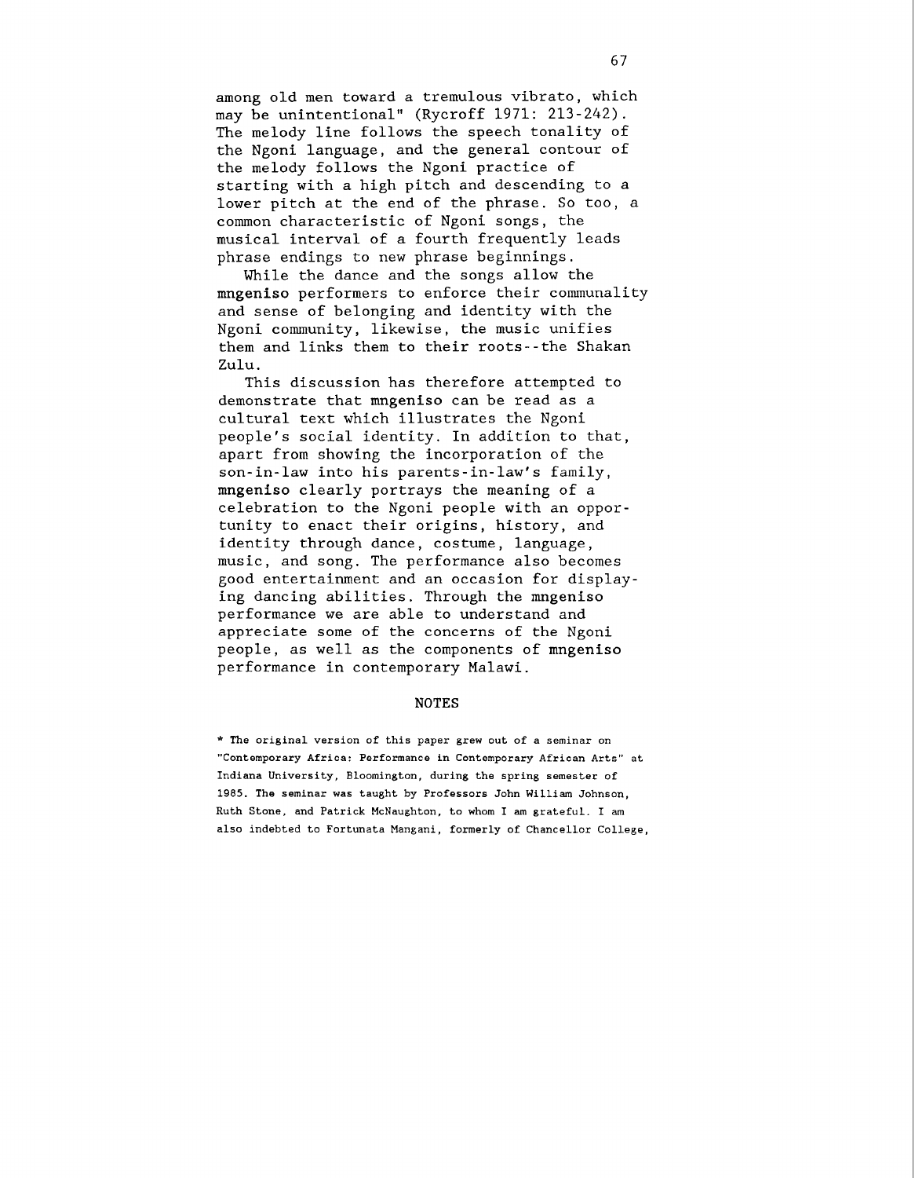among old men toward a tremulous vibrato, which may be unintentional" (Rycroff 1971: 213-242). The melody line follows the speech tonality of the Ngoni language, and the general contour of the melody follows the Ngoni practice of starting with a high pitch and descending to a lower pitch at the end of the phrase. So too, a common characteristic of Ngoni songs, the musical interval of a fourth frequently leads phrase endings to new phrase beginnings.

While the dance and the songs allow the **mngeniso** performers to enforce their communality and sense of belonging and identity with the Ngoni community, likewise, the music unifies them and links them to their roots--the Shakan Zulu.

This discussion has therefore attempted to demonstrate that **mngeniso** can be read as a cultural text which illustrates the Ngoni people's social identity. In addition to that, apart from showing the incorporation of the son-in-law into his parents-in-law's family, **mngeniso** clearly portrays the meaning of a celebration to the Ngoni people with an opportunity to enact their origins, history, and identity through dance, costume, language, music, and song. The performance also becomes good entertainment and an occasion for displaying dancing abilities. Through the **mngeniso** performance we are able to understand and appreciate some of the concerns of the Ngoni people, as well as the components of **mngeniso** performance in contemporary Malawi.

## NOTES

* The original version of this paper grew out of a seminar on "Contemporary Africa: Performance in Contemporary African Arts" at Indiana University, Bloomington, during the spring semester of 1985. The seminar was taught by Professors John William Johnson, Ruth Stone, and Patrick McNaughton, to whom I am grateful. I am also indebted to Fortunata Mangani, formerly of Chancellor College,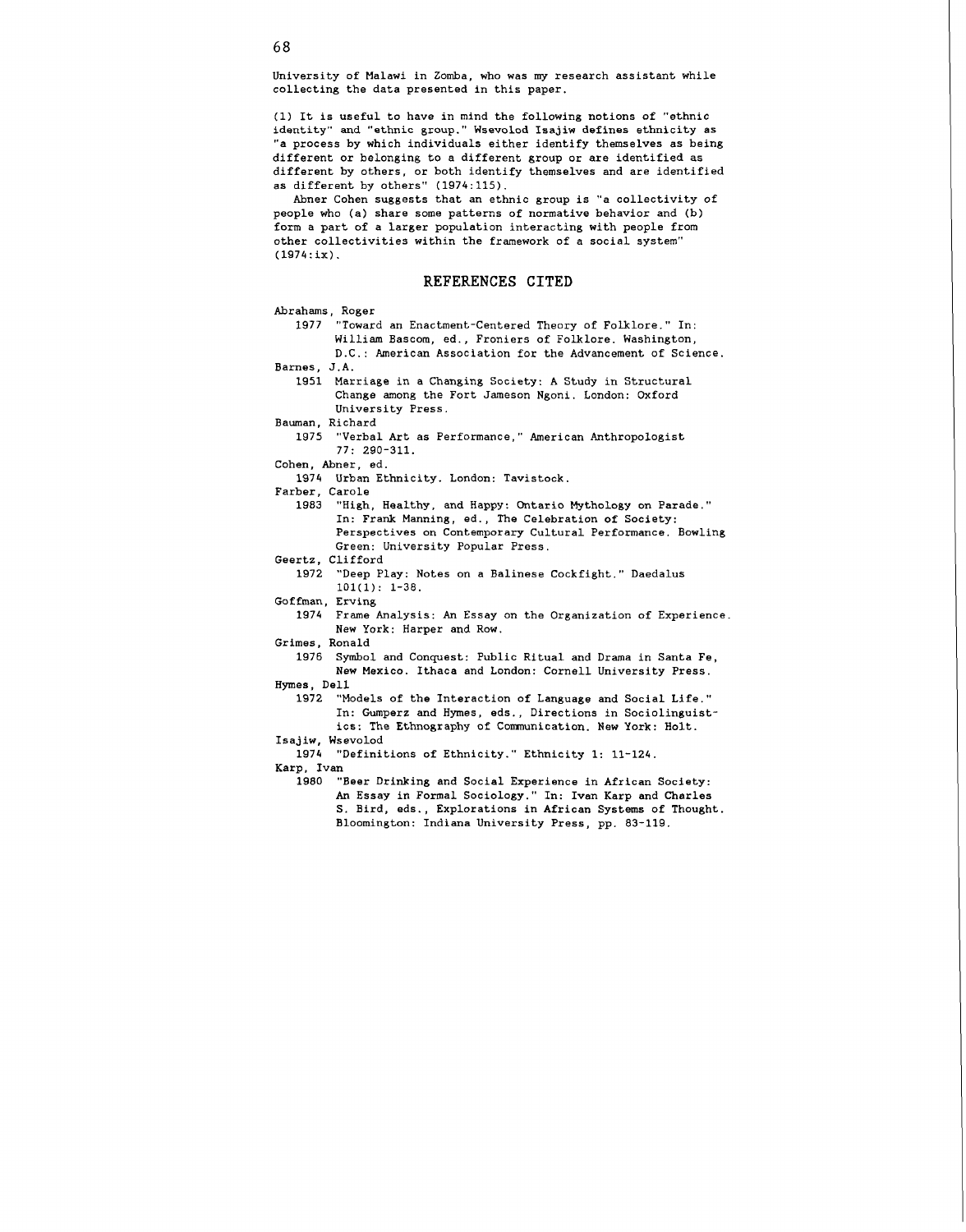University of Malawi in Zomba, who was my research assistant while collecting the data presented in this paper.

(1) It is useful to have in mind the following notions of "ethnic identity" and "ethnic group." Wsevolod Isajiw defines ethnicity as "a process by which individuals either identify themselves as being different or belonging to a different group or are identified as different by others, or both identify themselves and are identified as different by others" (1974:115).

Abner Cohen suggests that an ethnic group is "a collectivity of people who (a) share some patterns of normative behavior and (b) form a part of a larger population interacting with people from other collectivities within the framework of a social system" (1974:ix).

## REFERENCES CITED

Abrahams, Roger
1977 "Toward an Enactment-Centered Theory of Folklore." In: William Bascom, ed., Froniers of Folklore. Washington, D.C.: American Association for the Advancement of Science.

Barnes, J.A.
1951 Marriage in a Changing Society: A Study in Structural Change among the Fort Jameson Ngoni. London: Oxford University Press.

Bauman, Richard
1975 "Verbal Art as Performance," American Anthropologist 77: 290-311.

Cohen, Abner, ed.
1974 Urban Ethnicity. London: Tavistock.

Farber, Carole
1983 "High, Healthy, and Happy: Ontario Mythology on Parade." In: Frank Manning, ed., The Celebration of Society: Perspectives on Contemporary Cultural Performance. Bowling Green: University Popular Press.

Geertz, Clifford
1972 "Deep Play: Notes on a Balinese Cockfight." Daedalus 101(1): 1-38.

Goffman, Erving
1974 Frame Analysis: An Essay on the Organization of Experience. New York: Harper and Row.

Grimes, Ronald
1976 Symbol and Conquest: Public Ritual and Drama in Santa Fe, New Mexico. Ithaca and London: Cornell University Press.

Hymes, Dell
1972 "Models of the Interaction of Language and Social Life." In: Gumperz and Hymes, eds., Directions in Sociolinguistics: The Ethnography of Communication. New York: Holt.

Isajiw, Wsevolod
1974 "Definitions of Ethnicity." Ethnicity 1: 11-124.

Karp, Ivan
1980 "Beer Drinking and Social Experience in African Society: An Essay in Formal Sociology." In: Ivan Karp and Charles S. Bird, eds., Explorations in African Systems of Thought. Bloomington: Indiana University Press, pp. 83-119.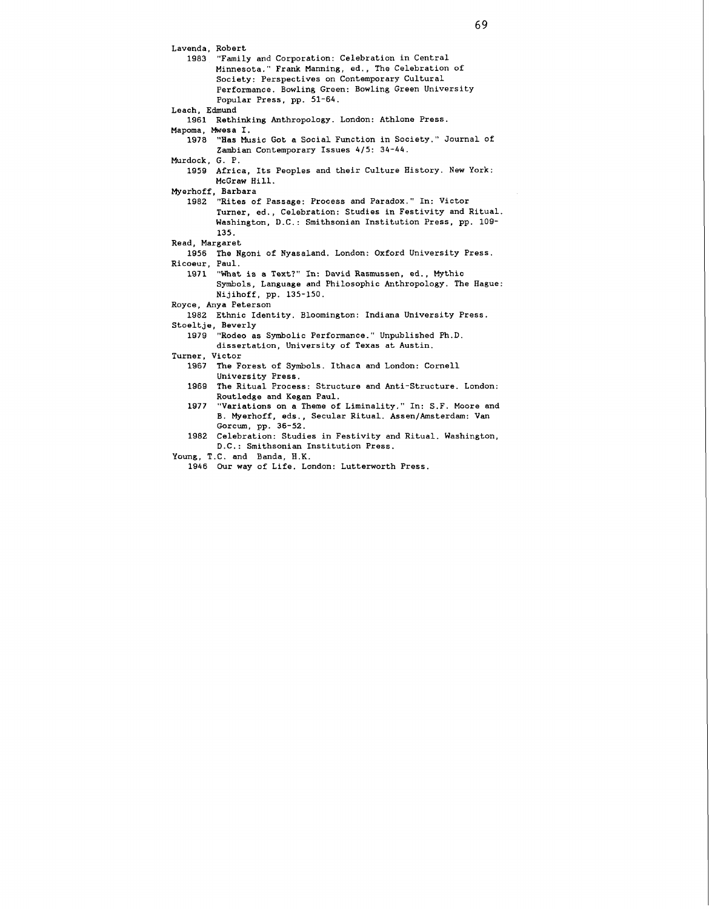Lavenda, Robert

1983 "Family and Corporation: Celebration in Central Minnesota." Frank Manning, ed., The Celebration of Society: Perspectives on Contemporary Cultural Performance. Bowling Green: Bowling Green University Popular Press, pp. 51-64.

Leach, Edmund

1961 Rethinking Anthropology. London: Athlone Press.

Mapoma, Mwesa I.

1978 "Has Music Got a Social Function in Society." Journal of Zambian Contemporary Issues 4/5: 34-44.

Murdock, G. P.

1959 Africa, Its Peoples and their Culture History. New York: McGraw Hill.

Myerhoff, Barbara

1982 "Rites of Passage: Process and Paradox." In: Victor Turner, ed., Celebration: Studies in Festivity and Ritual. Washington, D.C.: Smithsonian Institution Press, pp. 109-135.

Read, Margaret

1956 The Ngoni of Nyasaland. London: Oxford University Press.

Ricoeur, Paul.

1971 "What is a Text?" In: David Rasmussen, ed., Mythic Symbols, Language and Philosophic Anthropology. The Hague: Nijihoff, pp. 135-150.

Royce, Anya Peterson

1982 Ethnic Identity. Bloomington: Indiana University Press.

Stoeltje, Beverly

1979 "Rodeo as Symbolic Performance." Unpublished Ph.D. dissertation, University of Texas at Austin.

Turner, Victor

1967 The Forest of Symbols. Ithaca and London: Cornell University Press.

1969 The Ritual Process: Structure and Anti-Structure. London: Routledge and Kegan Paul.

1977 "Variations on a Theme of Liminality." In: S.F. Moore and B. Myerhoff, eds., Secular Ritual. Assen/Amsterdam: Van Gorcum, pp. 36-52.

1982 Celebration: Studies in Festivity and Ritual. Washington, D.C.: Smithsonian Institution Press.

Young, T.C. and Banda, H.K.

1946 Our way of Life. London: Lutterworth Press.